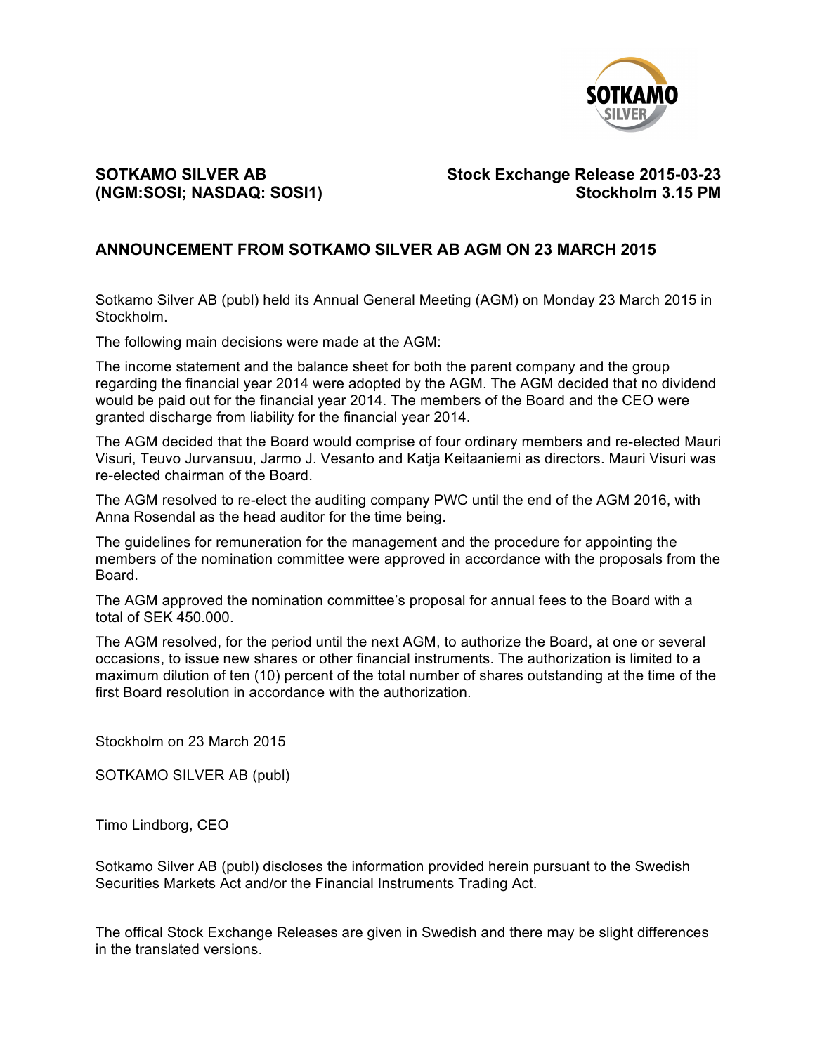**SOTKAMO SILVER AB**
**(NGM:SOSI; NASDAQ: SOSI1)**

**Stock Exchange Release 2015-03-23**
**Stockholm 3.15 PM**

## ANNOUNCEMENT FROM SOTKAMO SILVER AB AGM ON 23 MARCH 2015

Sotkamo Silver AB (publ) held its Annual General Meeting (AGM) on Monday 23 March 2015 in Stockholm.

The following main decisions were made at the AGM:

The income statement and the balance sheet for both the parent company and the group regarding the financial year 2014 were adopted by the AGM. The AGM decided that no dividend would be paid out for the financial year 2014. The members of the Board and the CEO were granted discharge from liability for the financial year 2014.

The AGM decided that the Board would comprise of four ordinary members and re-elected Mauri Visuri, Teuvo Jurvansuu, Jarmo J. Vesanto and Katja Keitaaniemi as directors. Mauri Visuri was re-elected chairman of the Board.

The AGM resolved to re-elect the auditing company PWC until the end of the AGM 2016, with Anna Rosendal as the head auditor for the time being.

The guidelines for remuneration for the management and the procedure for appointing the members of the nomination committee were approved in accordance with the proposals from the Board.

The AGM approved the nomination committee's proposal for annual fees to the Board with a total of SEK 450.000.

The AGM resolved, for the period until the next AGM, to authorize the Board, at one or several occasions, to issue new shares or other financial instruments. The authorization is limited to a maximum dilution of ten (10) percent of the total number of shares outstanding at the time of the first Board resolution in accordance with the authorization.

Stockholm on 23 March 2015

SOTKAMO SILVER AB (publ)

Timo Lindborg, CEO

Sotkamo Silver AB (publ) discloses the information provided herein pursuant to the Swedish Securities Markets Act and/or the Financial Instruments Trading Act.

The offical Stock Exchange Releases are given in Swedish and there may be slight differences in the translated versions.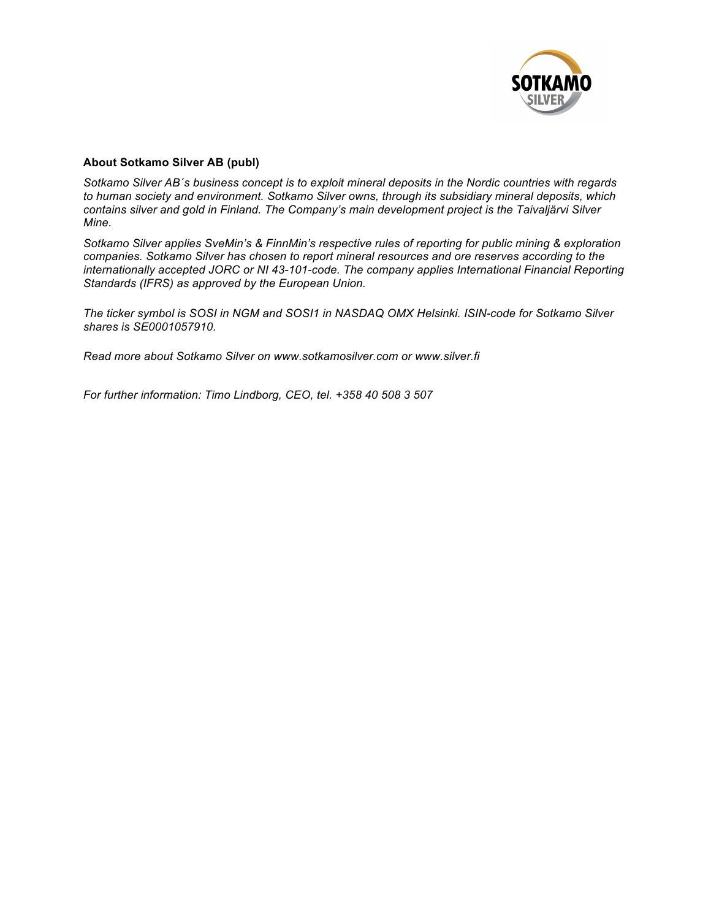**About Sotkamo Silver AB (publ)**

*Sotkamo Silver AB´s business concept is to exploit mineral deposits in the Nordic countries with regards to human society and environment. Sotkamo Silver owns, through its subsidiary mineral deposits, which contains silver and gold in Finland. The Company's main development project is the Taivaljärvi Silver Mine.*

*Sotkamo Silver applies SveMin's & FinnMin's respective rules of reporting for public mining & exploration companies. Sotkamo Silver has chosen to report mineral resources and ore reserves according to the internationally accepted JORC or NI 43-101-code. The company applies International Financial Reporting Standards (IFRS) as approved by the European Union.*

*The ticker symbol is SOSI in NGM and SOSI1 in NASDAQ OMX Helsinki. ISIN-code for Sotkamo Silver shares is SE0001057910.*

*Read more about Sotkamo Silver on www.sotkamosilver.com or www.silver.fi*

*For further information: Timo Lindborg, CEO, tel. +358 40 508 3 507*